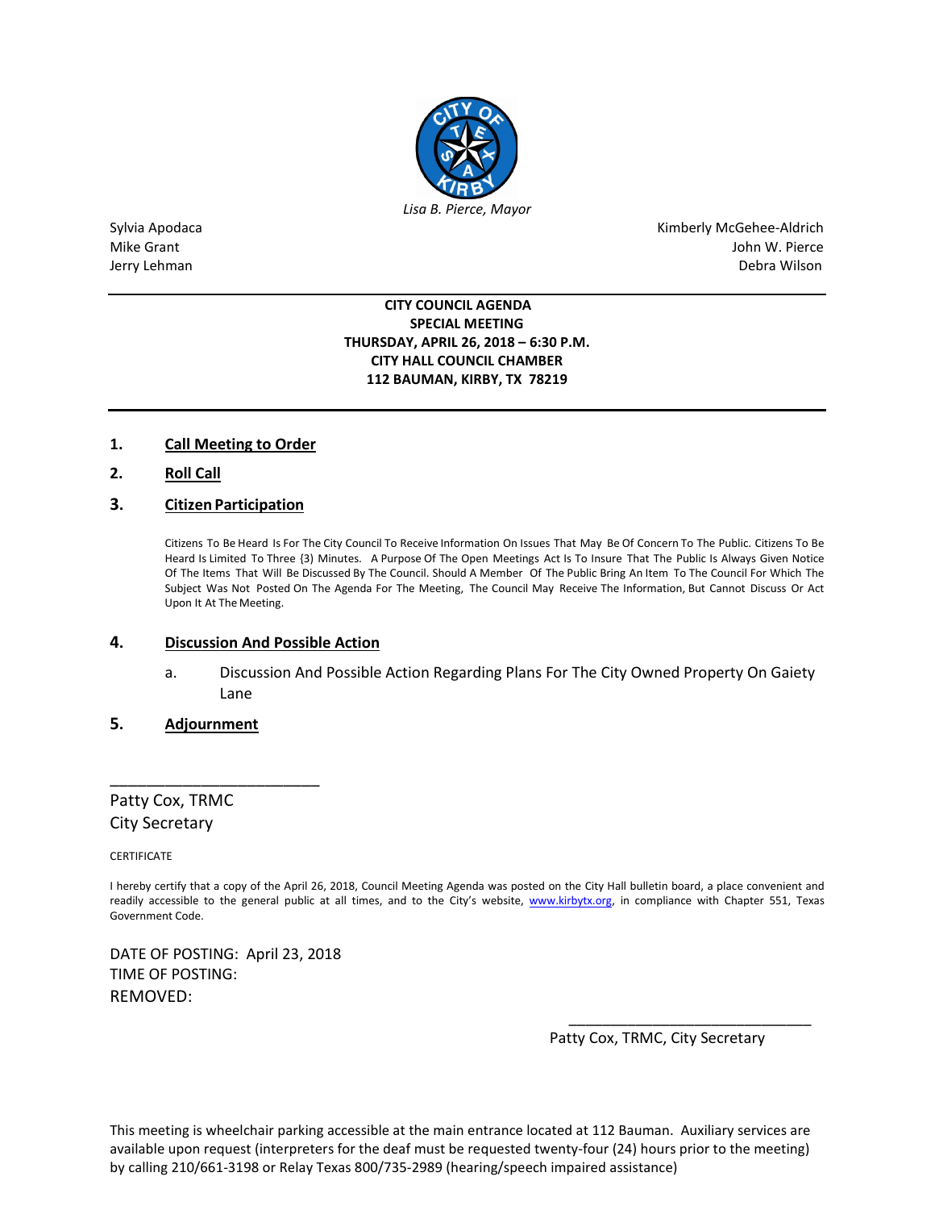*Lisa B. Pierce, Mayor*

Sylvia Apodaca
Mike Grant
Jerry Lehman

Kimberly McGehee-Aldrich
John W. Pierce
Debra Wilson

---

**CITY COUNCIL AGENDA**
**SPECIAL MEETING**
**THURSDAY, APRIL 26, 2018 – 6:30 P.M.**
**CITY HALL COUNCIL CHAMBER**
**112 BAUMAN, KIRBY, TX 78219**

---

**1. Call Meeting to Order**

**2. Roll Call**

**3. Citizen Participation**

Citizens To Be Heard Is For The City Council To Receive Information On Issues That May Be Of Concern To The Public. Citizens To Be Heard Is Limited To Three {3) Minutes. A Purpose Of The Open Meetings Act Is To Insure That The Public Is Always Given Notice Of The Items That Will Be Discussed By The Council. Should A Member Of The Public Bring An Item To The Council For Which The Subject Was Not Posted On The Agenda For The Meeting, The Council May Receive The Information, But Cannot Discuss Or Act Upon It At The Meeting.

**4. Discussion And Possible Action**

a. Discussion And Possible Action Regarding Plans For The City Owned Property On Gaiety Lane

**5. Adjournment**

\_\_\_\_\_\_\_\_\_\_\_\_\_\_\_\_\_\_\_\_\_\_\_\_\_
Patty Cox, TRMC
City Secretary

CERTIFICATE

I hereby certify that a copy of the April 26, 2018, Council Meeting Agenda was posted on the City Hall bulletin board, a place convenient and readily accessible to the general public at all times, and to the City's website, www.kirbytx.org, in compliance with Chapter 551, Texas Government Code.

DATE OF POSTING: April 23, 2018
TIME OF POSTING:
REMOVED:

\_\_\_\_\_\_\_\_\_\_\_\_\_\_\_\_\_\_\_\_\_\_\_\_\_\_\_\_\_\_
Patty Cox, TRMC, City Secretary

This meeting is wheelchair parking accessible at the main entrance located at 112 Bauman. Auxiliary services are available upon request (interpreters for the deaf must be requested twenty-four (24) hours prior to the meeting) by calling 210/661-3198 or Relay Texas 800/735-2989 (hearing/speech impaired assistance)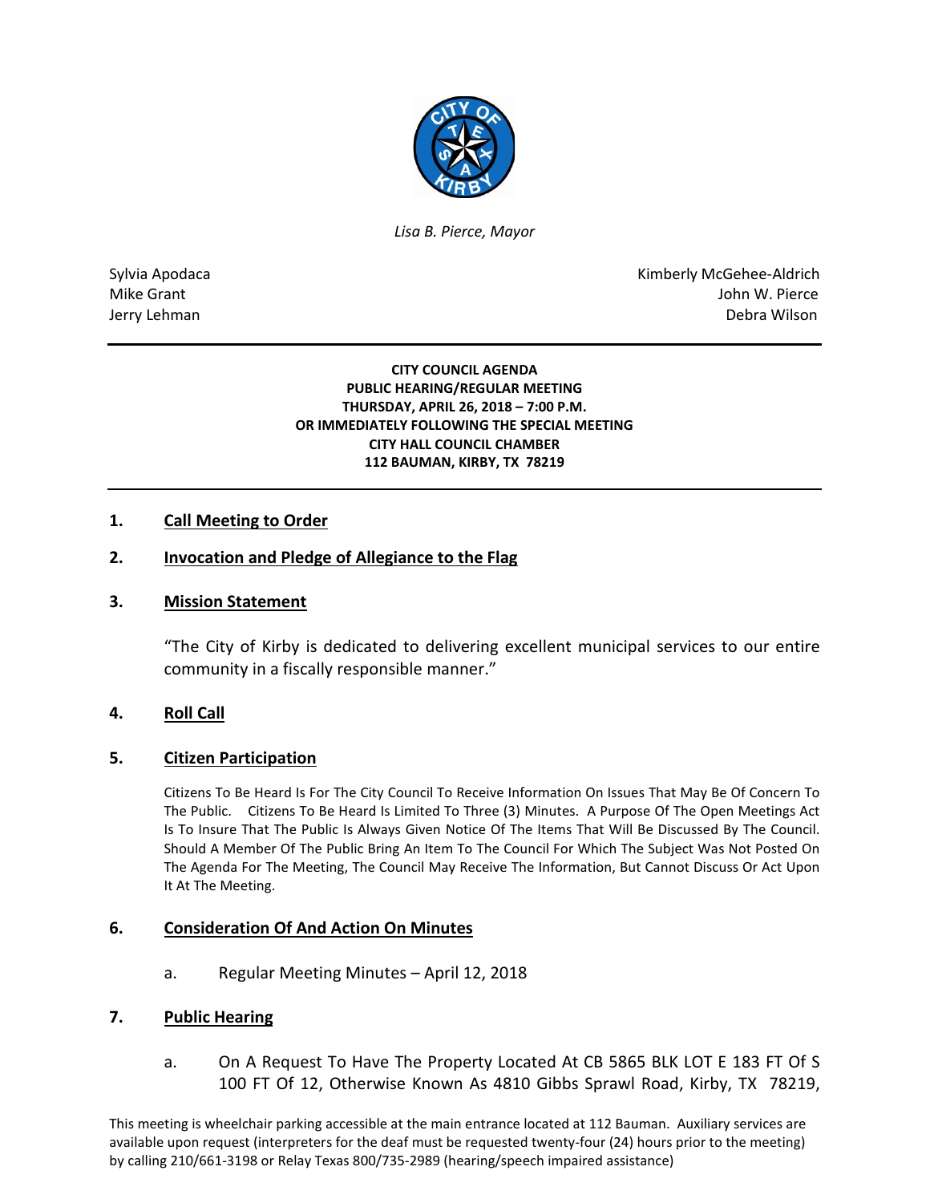*Lisa B. Pierce, Mayor*

Sylvia Apodaca
Mike Grant
Jerry Lehman

Kimberly McGehee-Aldrich
John W. Pierce
Debra Wilson

**CITY COUNCIL AGENDA**
**PUBLIC HEARING/REGULAR MEETING**
**THURSDAY, APRIL 26, 2018 – 7:00 P.M.**
**OR IMMEDIATELY FOLLOWING THE SPECIAL MEETING**
**CITY HALL COUNCIL CHAMBER**
**112 BAUMAN, KIRBY, TX 78219**

## 1. Call Meeting to Order

## 2. Invocation and Pledge of Allegiance to the Flag

## 3. Mission Statement

"The City of Kirby is dedicated to delivering excellent municipal services to our entire community in a fiscally responsible manner."

## 4. Roll Call

## 5. Citizen Participation

Citizens To Be Heard Is For The City Council To Receive Information On Issues That May Be Of Concern To The Public. Citizens To Be Heard Is Limited To Three (3) Minutes. A Purpose Of The Open Meetings Act Is To Insure That The Public Is Always Given Notice Of The Items That Will Be Discussed By The Council. Should A Member Of The Public Bring An Item To The Council For Which The Subject Was Not Posted On The Agenda For The Meeting, The Council May Receive The Information, But Cannot Discuss Or Act Upon It At The Meeting.

## 6. Consideration Of And Action On Minutes

a. Regular Meeting Minutes – April 12, 2018

## 7. Public Hearing

a. On A Request To Have The Property Located At CB 5865 BLK LOT E 183 FT Of S 100 FT Of 12, Otherwise Known As 4810 Gibbs Sprawl Road, Kirby, TX 78219,

This meeting is wheelchair parking accessible at the main entrance located at 112 Bauman. Auxiliary services are available upon request (interpreters for the deaf must be requested twenty-four (24) hours prior to the meeting) by calling 210/661-3198 or Relay Texas 800/735-2989 (hearing/speech impaired assistance)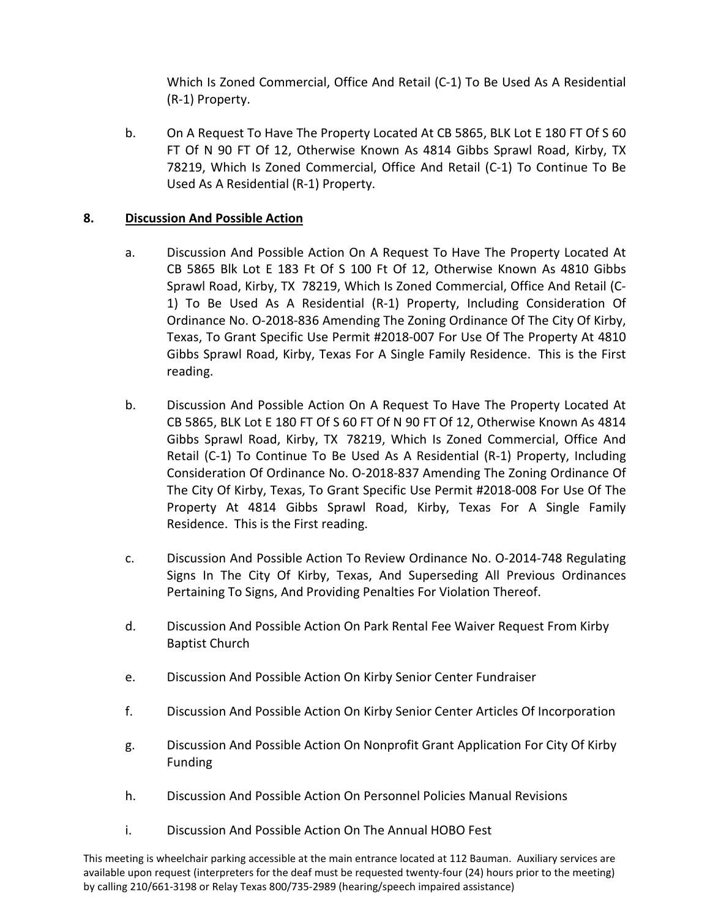Which Is Zoned Commercial, Office And Retail (C-1) To Be Used As A Residential (R-1) Property.

b. On A Request To Have The Property Located At CB 5865, BLK Lot E 180 FT Of S 60 FT Of N 90 FT Of 12, Otherwise Known As 4814 Gibbs Sprawl Road, Kirby, TX 78219, Which Is Zoned Commercial, Office And Retail (C-1) To Continue To Be Used As A Residential (R-1) Property.

**8. <u>Discussion And Possible Action</u>**

a. Discussion And Possible Action On A Request To Have The Property Located At CB 5865 Blk Lot E 183 Ft Of S 100 Ft Of 12, Otherwise Known As 4810 Gibbs Sprawl Road, Kirby, TX 78219, Which Is Zoned Commercial, Office And Retail (C-1) To Be Used As A Residential (R-1) Property, Including Consideration Of Ordinance No. O-2018-836 Amending The Zoning Ordinance Of The City Of Kirby, Texas, To Grant Specific Use Permit #2018-007 For Use Of The Property At 4810 Gibbs Sprawl Road, Kirby, Texas For A Single Family Residence. This is the First reading.

b. Discussion And Possible Action On A Request To Have The Property Located At CB 5865, BLK Lot E 180 FT Of S 60 FT Of N 90 FT Of 12, Otherwise Known As 4814 Gibbs Sprawl Road, Kirby, TX 78219, Which Is Zoned Commercial, Office And Retail (C-1) To Continue To Be Used As A Residential (R-1) Property, Including Consideration Of Ordinance No. O-2018-837 Amending The Zoning Ordinance Of The City Of Kirby, Texas, To Grant Specific Use Permit #2018-008 For Use Of The Property At 4814 Gibbs Sprawl Road, Kirby, Texas For A Single Family Residence. This is the First reading.

c. Discussion And Possible Action To Review Ordinance No. O-2014-748 Regulating Signs In The City Of Kirby, Texas, And Superseding All Previous Ordinances Pertaining To Signs, And Providing Penalties For Violation Thereof.

d. Discussion And Possible Action On Park Rental Fee Waiver Request From Kirby Baptist Church

e. Discussion And Possible Action On Kirby Senior Center Fundraiser

f. Discussion And Possible Action On Kirby Senior Center Articles Of Incorporation

g. Discussion And Possible Action On Nonprofit Grant Application For City Of Kirby Funding

h. Discussion And Possible Action On Personnel Policies Manual Revisions

i. Discussion And Possible Action On The Annual HOBO Fest

This meeting is wheelchair parking accessible at the main entrance located at 112 Bauman. Auxiliary services are available upon request (interpreters for the deaf must be requested twenty-four (24) hours prior to the meeting) by calling 210/661-3198 or Relay Texas 800/735-2989 (hearing/speech impaired assistance)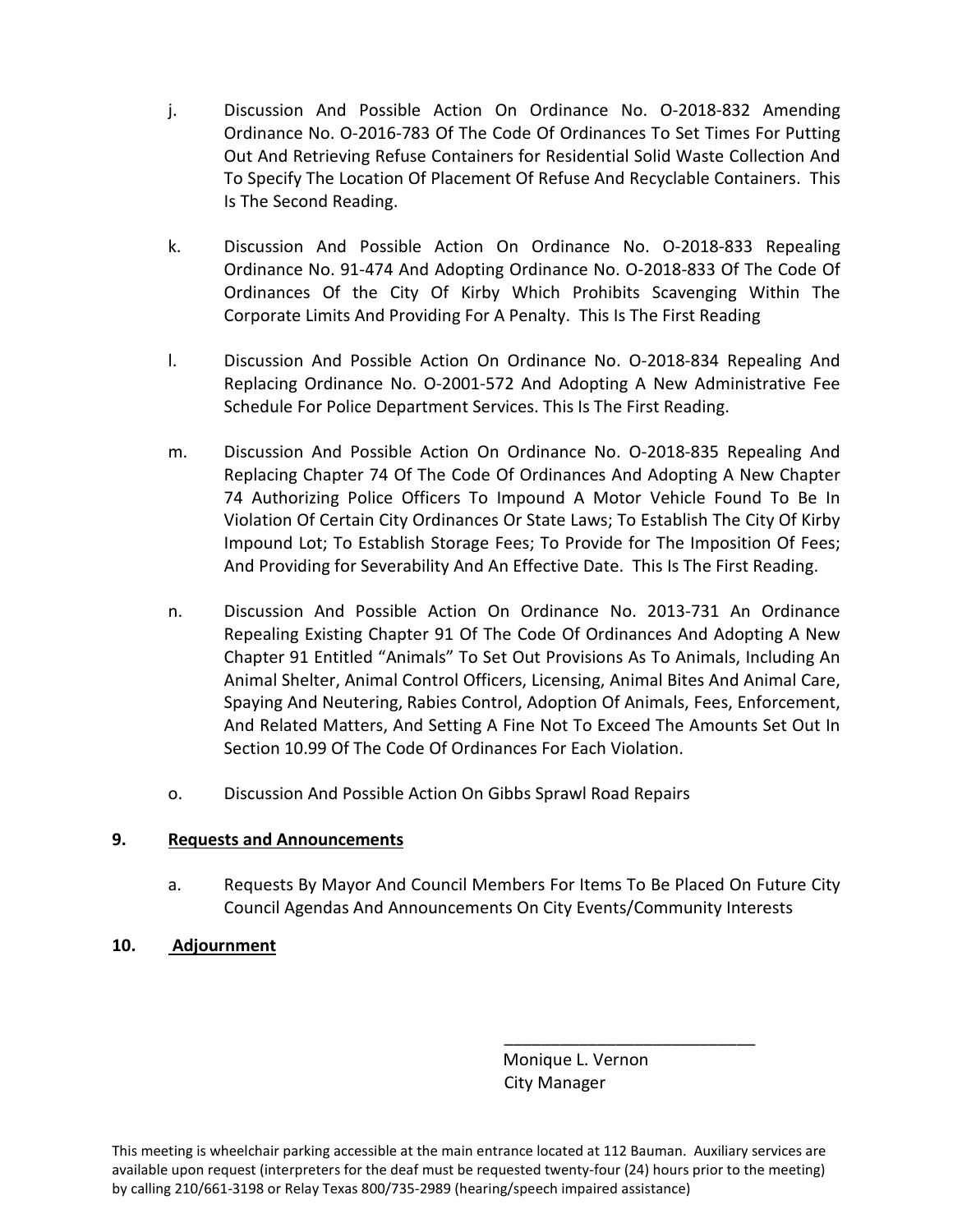j. Discussion And Possible Action On Ordinance No. O-2018-832 Amending Ordinance No. O-2016-783 Of The Code Of Ordinances To Set Times For Putting Out And Retrieving Refuse Containers for Residential Solid Waste Collection And To Specify The Location Of Placement Of Refuse And Recyclable Containers. This Is The Second Reading.

k. Discussion And Possible Action On Ordinance No. O-2018-833 Repealing Ordinance No. 91-474 And Adopting Ordinance No. O-2018-833 Of The Code Of Ordinances Of the City Of Kirby Which Prohibits Scavenging Within The Corporate Limits And Providing For A Penalty. This Is The First Reading

l. Discussion And Possible Action On Ordinance No. O-2018-834 Repealing And Replacing Ordinance No. O-2001-572 And Adopting A New Administrative Fee Schedule For Police Department Services. This Is The First Reading.

m. Discussion And Possible Action On Ordinance No. O-2018-835 Repealing And Replacing Chapter 74 Of The Code Of Ordinances And Adopting A New Chapter 74 Authorizing Police Officers To Impound A Motor Vehicle Found To Be In Violation Of Certain City Ordinances Or State Laws; To Establish The City Of Kirby Impound Lot; To Establish Storage Fees; To Provide for The Imposition Of Fees; And Providing for Severability And An Effective Date. This Is The First Reading.

n. Discussion And Possible Action On Ordinance No. 2013-731 An Ordinance Repealing Existing Chapter 91 Of The Code Of Ordinances And Adopting A New Chapter 91 Entitled "Animals" To Set Out Provisions As To Animals, Including An Animal Shelter, Animal Control Officers, Licensing, Animal Bites And Animal Care, Spaying And Neutering, Rabies Control, Adoption Of Animals, Fees, Enforcement, And Related Matters, And Setting A Fine Not To Exceed The Amounts Set Out In Section 10.99 Of The Code Of Ordinances For Each Violation.

o. Discussion And Possible Action On Gibbs Sprawl Road Repairs

## 9. Requests and Announcements

a. Requests By Mayor And Council Members For Items To Be Placed On Future City Council Agendas And Announcements On City Events/Community Interests

## 10. Adjournment

\_\_\_\_\_\_\_\_\_\_\_\_\_\_\_\_\_\_\_\_\_\_\_\_\_\_\_\_

Monique L. Vernon
City Manager

This meeting is wheelchair parking accessible at the main entrance located at 112 Bauman. Auxiliary services are available upon request (interpreters for the deaf must be requested twenty-four (24) hours prior to the meeting) by calling 210/661-3198 or Relay Texas 800/735-2989 (hearing/speech impaired assistance)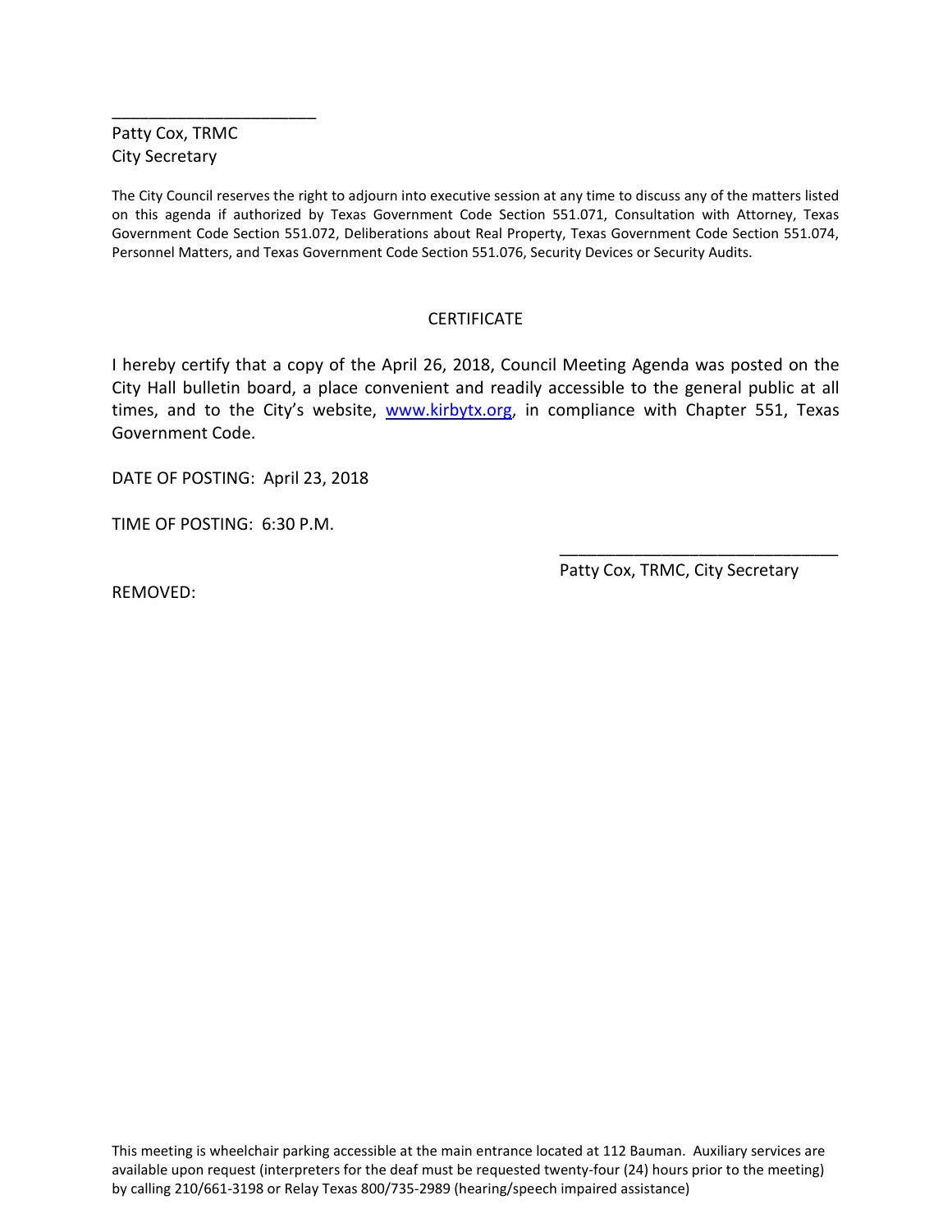\_\_\_\_\_\_\_\_\_\_\_\_\_\_\_\_\_\_\_\_\_\_\_\_

Patty Cox, TRMC
City Secretary

The City Council reserves the right to adjourn into executive session at any time to discuss any of the matters listed on this agenda if authorized by Texas Government Code Section 551.071, Consultation with Attorney, Texas Government Code Section 551.072, Deliberations about Real Property, Texas Government Code Section 551.074, Personnel Matters, and Texas Government Code Section 551.076, Security Devices or Security Audits.

## CERTIFICATE

I hereby certify that a copy of the April 26, 2018, Council Meeting Agenda was posted on the City Hall bulletin board, a place convenient and readily accessible to the general public at all times, and to the City's website, [www.kirbytx.org](http://www.kirbytx.org), in compliance with Chapter 551, Texas Government Code.

DATE OF POSTING: April 23, 2018

TIME OF POSTING: 6:30 P.M.

\_\_\_\_\_\_\_\_\_\_\_\_\_\_\_\_\_\_\_\_\_\_\_\_\_\_\_\_\_\_\_\_

Patty Cox, TRMC, City Secretary

REMOVED:

This meeting is wheelchair parking accessible at the main entrance located at 112 Bauman. Auxiliary services are available upon request (interpreters for the deaf must be requested twenty-four (24) hours prior to the meeting) by calling 210/661-3198 or Relay Texas 800/735-2989 (hearing/speech impaired assistance)